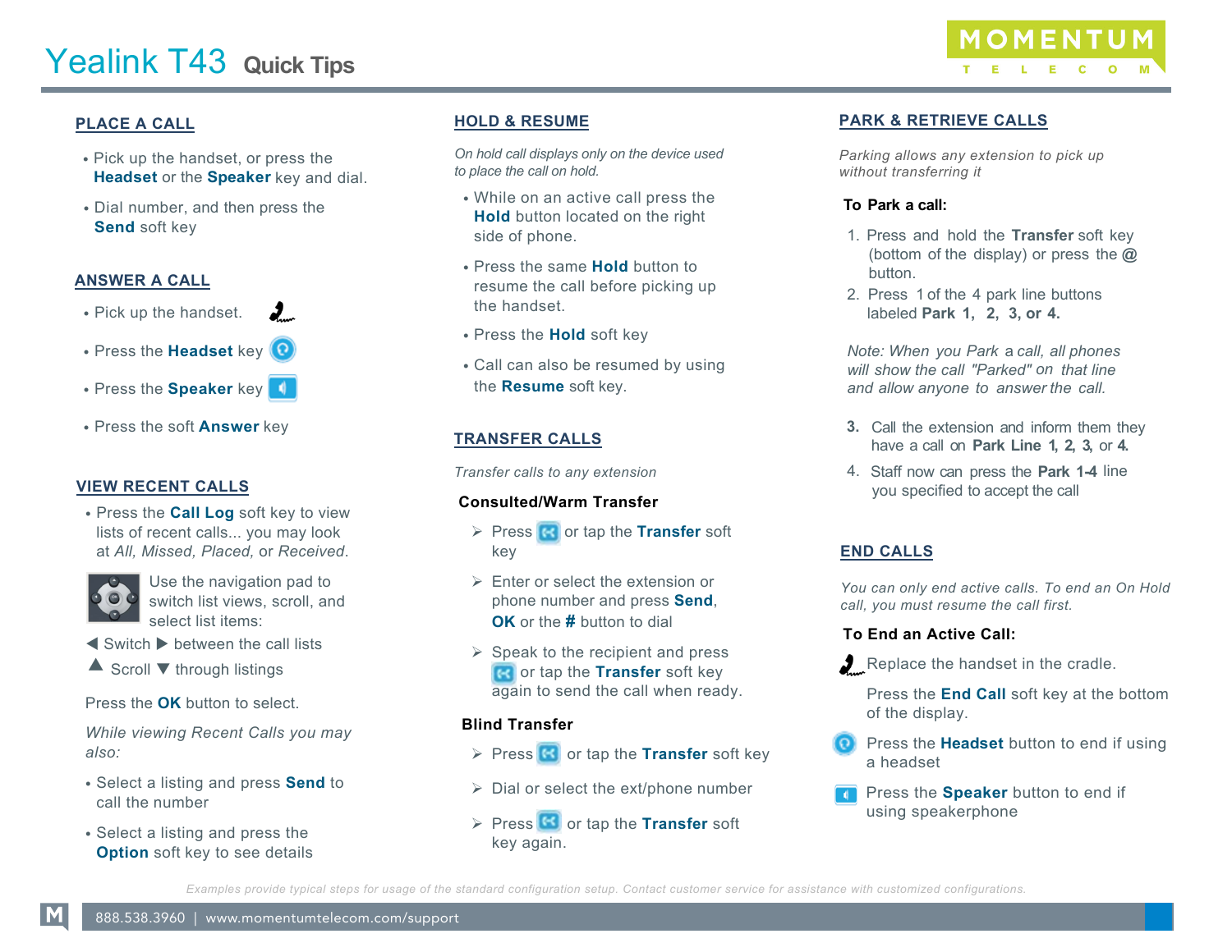# Yealink T43 Quick Tips

MOMENTUM TELECOM

## PLACE A CALL

- Pick up the handset, or press the **Headset** or the **Speaker** key and dial.
- Dial number, and then press the **Send** soft key

## ANSWER A CALL

- Pick up the handset.
- Press the **Headset** key
- Press the **Speaker** key
- Press the soft **Answer** key

## VIEW RECENT CALLS

- Press the **Call Log** soft key to view lists of recent calls... you may look at *All, Missed, Placed,* or *Received*.

Use the navigation pad to switch list views, scroll, and select list items:

◀ Switch ▶ between the call lists

▲ Scroll ▼ through listings

Press the **OK** button to select.

*While viewing Recent Calls you may also:*

- Select a listing and press **Send** to call the number
- Select a listing and press the **Option** soft key to see details

## HOLD & RESUME

*On hold call displays only on the device used to place the call on hold.*

- While on an active call press the **Hold** button located on the right side of phone.
- Press the same **Hold** button to resume the call before picking up the handset.
- Press the **Hold** soft key
- Call can also be resumed by using the **Resume** soft key.

## TRANSFER CALLS

*Transfer calls to any extension*

### Consulted/Warm Transfer

- Press or tap the **Transfer** soft key
- Enter or select the extension or phone number and press **Send**, **OK** or the **#** button to dial
- Speak to the recipient and press or tap the **Transfer** soft key again to send the call when ready.

### Blind Transfer

- Press or tap the **Transfer** soft key
- Dial or select the ext/phone number
- Press or tap the **Transfer** soft key again.

## PARK & RETRIEVE CALLS

*Parking allows any extension to pick up without transferring it*

### To Park a call:

1. Press and hold the **Transfer** soft key (bottom of the display) or press the **@** button.
2. Press 1 of the 4 park line buttons labeled **Park 1, 2, 3, or 4.**

*Note: When you Park a call, all phones will show the call "Parked" on that line and allow anyone to answer the call.*

3. Call the extension and inform them they have a call on **Park Line 1, 2, 3,** or **4.**
4. Staff now can press the **Park 1-4** line you specified to accept the call

## END CALLS

*You can only end active calls. To end an On Hold call, you must resume the call first.*

### To End an Active Call:

Replace the handset in the cradle.

Press the **End Call** soft key at the bottom of the display.

Press the **Headset** button to end if using a headset

Press the **Speaker** button to end if using speakerphone

*Examples provide typical steps for usage of the standard configuration setup. Contact customer service for assistance with customized configurations.*

888.538.3960 | www.momentumtelecom.com/support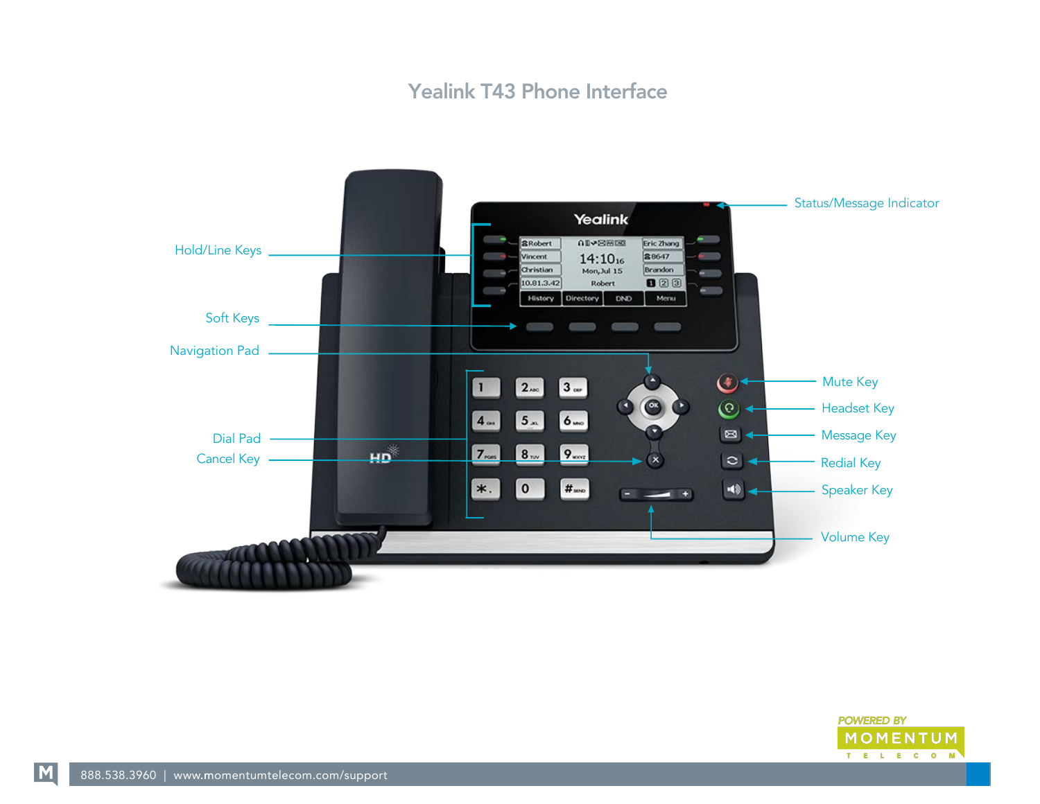# Yealink T43 Phone Interface

Hold/Line Keys

Soft Keys

Navigation Pad

Dial Pad

Cancel Key

Status/Message Indicator

Mute Key

Headset Key

Message Key

Redial Key

Speaker Key

Volume Key

POWERED BY MOMENTUM TELECOM

888.538.3960 | www.momentumtelecom.com/support